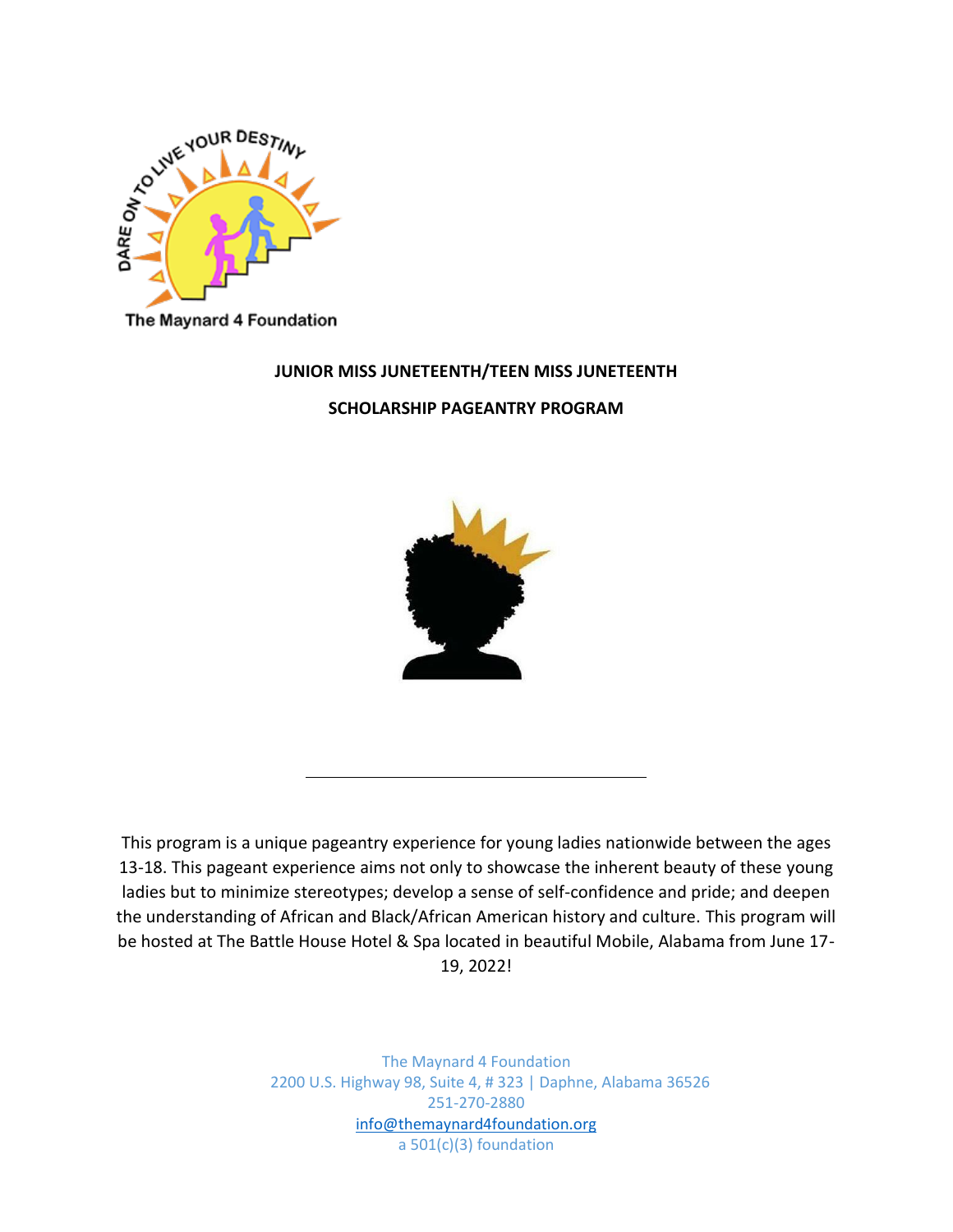DARE ON TO LIVE YOUR DESTINY

The Maynard 4 Foundation

**JUNIOR MISS JUNETEENTH/TEEN MISS JUNETEENTH**

**SCHOLARSHIP PAGEANTRY PROGRAM**

---

This program is a unique pageantry experience for young ladies nationwide between the ages 13-18. This pageant experience aims not only to showcase the inherent beauty of these young ladies but to minimize stereotypes; develop a sense of self-confidence and pride; and deepen the understanding of African and Black/African American history and culture. This program will be hosted at The Battle House Hotel & Spa located in beautiful Mobile, Alabama from June 17-19, 2022!

The Maynard 4 Foundation
2200 U.S. Highway 98, Suite 4, # 323 | Daphne, Alabama 36526
251-270-2880
info@themaynard4foundation.org
a 501(c)(3) foundation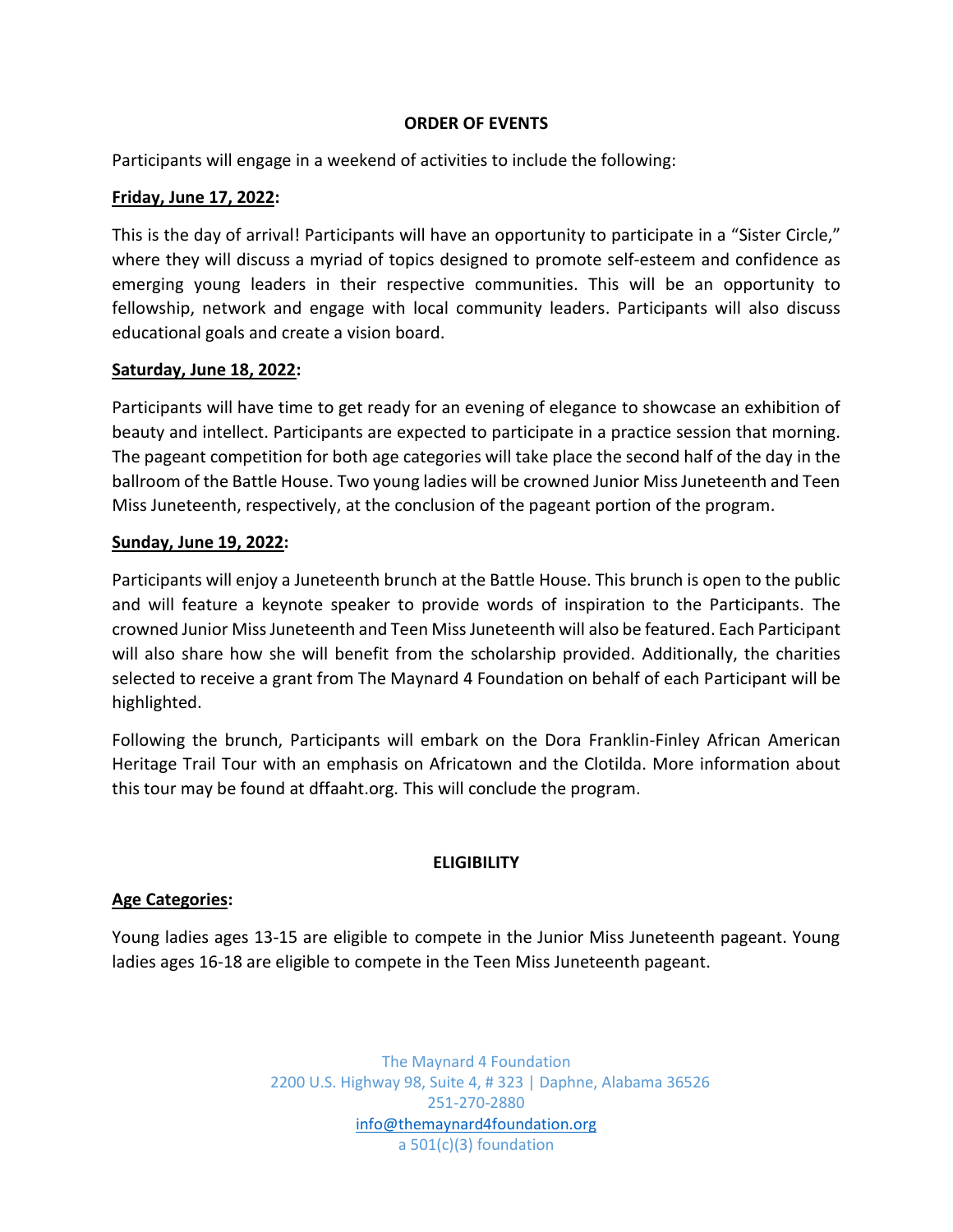## ORDER OF EVENTS

Participants will engage in a weekend of activities to include the following:

**Friday, June 17, 2022:**

This is the day of arrival! Participants will have an opportunity to participate in a "Sister Circle," where they will discuss a myriad of topics designed to promote self-esteem and confidence as emerging young leaders in their respective communities. This will be an opportunity to fellowship, network and engage with local community leaders. Participants will also discuss educational goals and create a vision board.

**Saturday, June 18, 2022:**

Participants will have time to get ready for an evening of elegance to showcase an exhibition of beauty and intellect. Participants are expected to participate in a practice session that morning. The pageant competition for both age categories will take place the second half of the day in the ballroom of the Battle House. Two young ladies will be crowned Junior Miss Juneteenth and Teen Miss Juneteenth, respectively, at the conclusion of the pageant portion of the program.

**Sunday, June 19, 2022:**

Participants will enjoy a Juneteenth brunch at the Battle House. This brunch is open to the public and will feature a keynote speaker to provide words of inspiration to the Participants. The crowned Junior Miss Juneteenth and Teen Miss Juneteenth will also be featured. Each Participant will also share how she will benefit from the scholarship provided. Additionally, the charities selected to receive a grant from The Maynard 4 Foundation on behalf of each Participant will be highlighted.

Following the brunch, Participants will embark on the Dora Franklin-Finley African American Heritage Trail Tour with an emphasis on Africatown and the Clotilda. More information about this tour may be found at dffaaht.org. This will conclude the program.

## ELIGIBILITY

**Age Categories:**

Young ladies ages 13-15 are eligible to compete in the Junior Miss Juneteenth pageant. Young ladies ages 16-18 are eligible to compete in the Teen Miss Juneteenth pageant.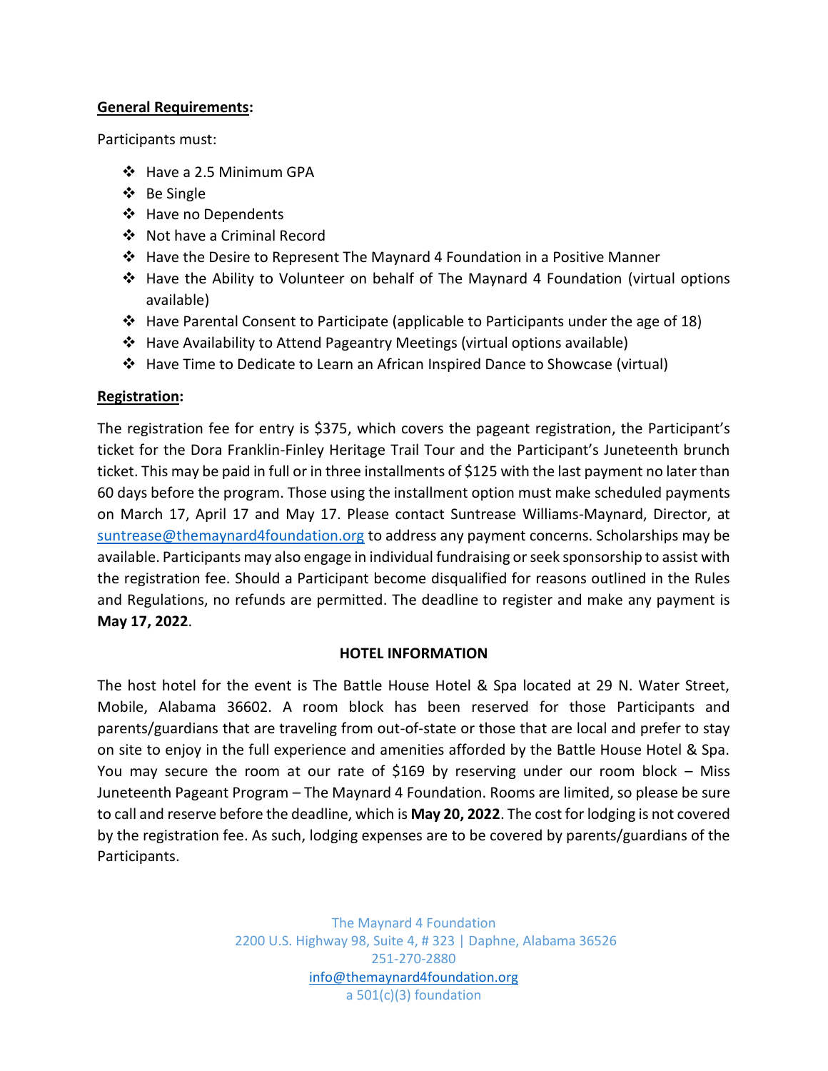**General Requirements:**

Participants must:

- Have a 2.5 Minimum GPA
- Be Single
- Have no Dependents
- Not have a Criminal Record
- Have the Desire to Represent The Maynard 4 Foundation in a Positive Manner
- Have the Ability to Volunteer on behalf of The Maynard 4 Foundation (virtual options available)
- Have Parental Consent to Participate (applicable to Participants under the age of 18)
- Have Availability to Attend Pageantry Meetings (virtual options available)
- Have Time to Dedicate to Learn an African Inspired Dance to Showcase (virtual)

**Registration:**

The registration fee for entry is $375, which covers the pageant registration, the Participant's ticket for the Dora Franklin-Finley Heritage Trail Tour and the Participant's Juneteenth brunch ticket. This may be paid in full or in three installments of $125 with the last payment no later than 60 days before the program. Those using the installment option must make scheduled payments on March 17, April 17 and May 17. Please contact Suntrease Williams-Maynard, Director, at suntrease@themaynard4foundation.org to address any payment concerns. Scholarships may be available. Participants may also engage in individual fundraising or seek sponsorship to assist with the registration fee. Should a Participant become disqualified for reasons outlined in the Rules and Regulations, no refunds are permitted. The deadline to register and make any payment is **May 17, 2022**.

**HOTEL INFORMATION**

The host hotel for the event is The Battle House Hotel & Spa located at 29 N. Water Street, Mobile, Alabama 36602. A room block has been reserved for those Participants and parents/guardians that are traveling from out-of-state or those that are local and prefer to stay on site to enjoy in the full experience and amenities afforded by the Battle House Hotel & Spa. You may secure the room at our rate of $169 by reserving under our room block – Miss Juneteenth Pageant Program – The Maynard 4 Foundation. Rooms are limited, so please be sure to call and reserve before the deadline, which is **May 20, 2022**. The cost for lodging is not covered by the registration fee. As such, lodging expenses are to be covered by parents/guardians of the Participants.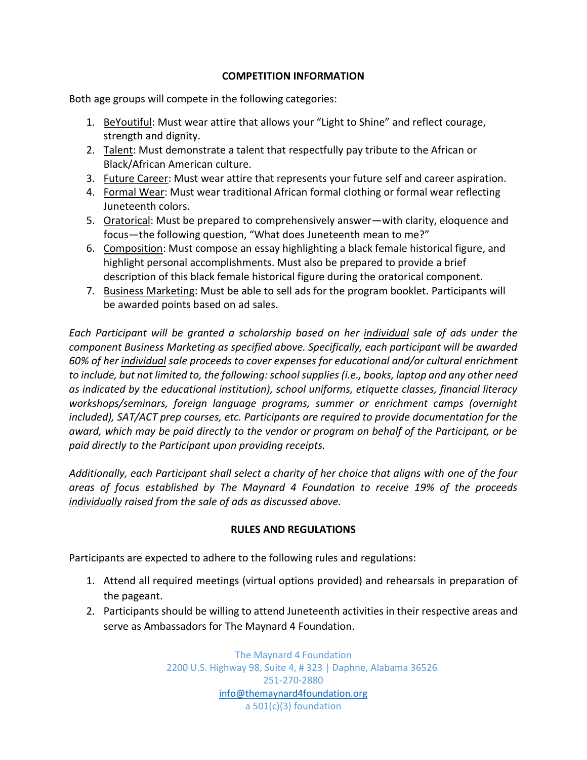**COMPETITION INFORMATION**

Both age groups will compete in the following categories:

1. BeYoutiful: Must wear attire that allows your "Light to Shine" and reflect courage, strength and dignity.
2. Talent: Must demonstrate a talent that respectfully pay tribute to the African or Black/African American culture.
3. Future Career: Must wear attire that represents your future self and career aspiration.
4. Formal Wear: Must wear traditional African formal clothing or formal wear reflecting Juneteenth colors.
5. Oratorical: Must be prepared to comprehensively answer—with clarity, eloquence and focus—the following question, "What does Juneteenth mean to me?"
6. Composition: Must compose an essay highlighting a black female historical figure, and highlight personal accomplishments. Must also be prepared to provide a brief description of this black female historical figure during the oratorical component.
7. Business Marketing: Must be able to sell ads for the program booklet. Participants will be awarded points based on ad sales.

*Each Participant will be granted a scholarship based on her individual sale of ads under the component Business Marketing as specified above. Specifically, each participant will be awarded 60% of her individual sale proceeds to cover expenses for educational and/or cultural enrichment to include, but not limited to, the following: school supplies (i.e., books, laptop and any other need as indicated by the educational institution), school uniforms, etiquette classes, financial literacy workshops/seminars, foreign language programs, summer or enrichment camps (overnight included), SAT/ACT prep courses, etc. Participants are required to provide documentation for the award, which may be paid directly to the vendor or program on behalf of the Participant, or be paid directly to the Participant upon providing receipts.*

*Additionally, each Participant shall select a charity of her choice that aligns with one of the four areas of focus established by The Maynard 4 Foundation to receive 19% of the proceeds individually raised from the sale of ads as discussed above.*

**RULES AND REGULATIONS**

Participants are expected to adhere to the following rules and regulations:

1. Attend all required meetings (virtual options provided) and rehearsals in preparation of the pageant.
2. Participants should be willing to attend Juneteenth activities in their respective areas and serve as Ambassadors for The Maynard 4 Foundation.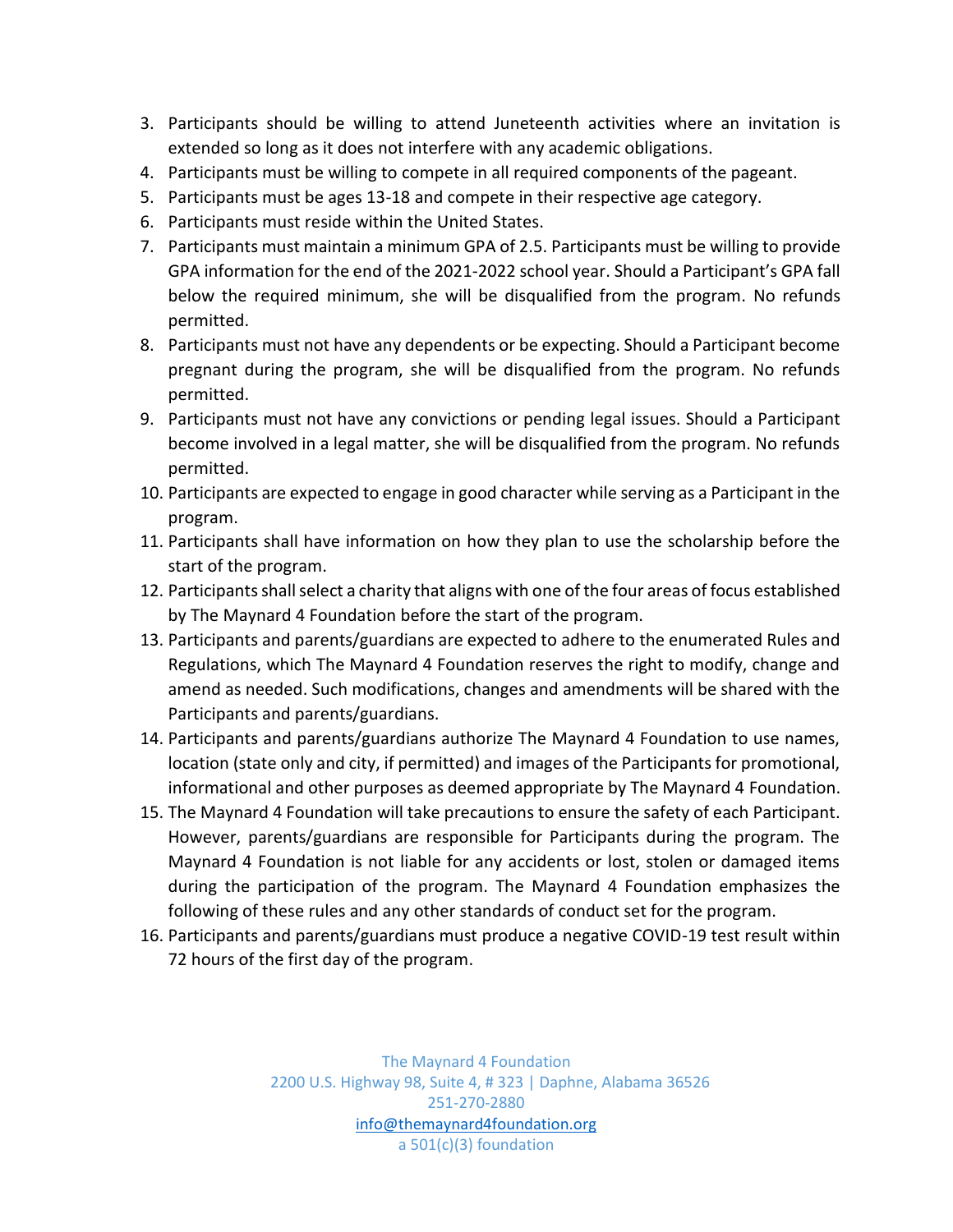3. Participants should be willing to attend Juneteenth activities where an invitation is extended so long as it does not interfere with any academic obligations.
4. Participants must be willing to compete in all required components of the pageant.
5. Participants must be ages 13-18 and compete in their respective age category.
6. Participants must reside within the United States.
7. Participants must maintain a minimum GPA of 2.5. Participants must be willing to provide GPA information for the end of the 2021-2022 school year. Should a Participant's GPA fall below the required minimum, she will be disqualified from the program. No refunds permitted.
8. Participants must not have any dependents or be expecting. Should a Participant become pregnant during the program, she will be disqualified from the program. No refunds permitted.
9. Participants must not have any convictions or pending legal issues. Should a Participant become involved in a legal matter, she will be disqualified from the program. No refunds permitted.
10. Participants are expected to engage in good character while serving as a Participant in the program.
11. Participants shall have information on how they plan to use the scholarship before the start of the program.
12. Participants shall select a charity that aligns with one of the four areas of focus established by The Maynard 4 Foundation before the start of the program.
13. Participants and parents/guardians are expected to adhere to the enumerated Rules and Regulations, which The Maynard 4 Foundation reserves the right to modify, change and amend as needed. Such modifications, changes and amendments will be shared with the Participants and parents/guardians.
14. Participants and parents/guardians authorize The Maynard 4 Foundation to use names, location (state only and city, if permitted) and images of the Participants for promotional, informational and other purposes as deemed appropriate by The Maynard 4 Foundation.
15. The Maynard 4 Foundation will take precautions to ensure the safety of each Participant. However, parents/guardians are responsible for Participants during the program. The Maynard 4 Foundation is not liable for any accidents or lost, stolen or damaged items during the participation of the program. The Maynard 4 Foundation emphasizes the following of these rules and any other standards of conduct set for the program.
16. Participants and parents/guardians must produce a negative COVID-19 test result within 72 hours of the first day of the program.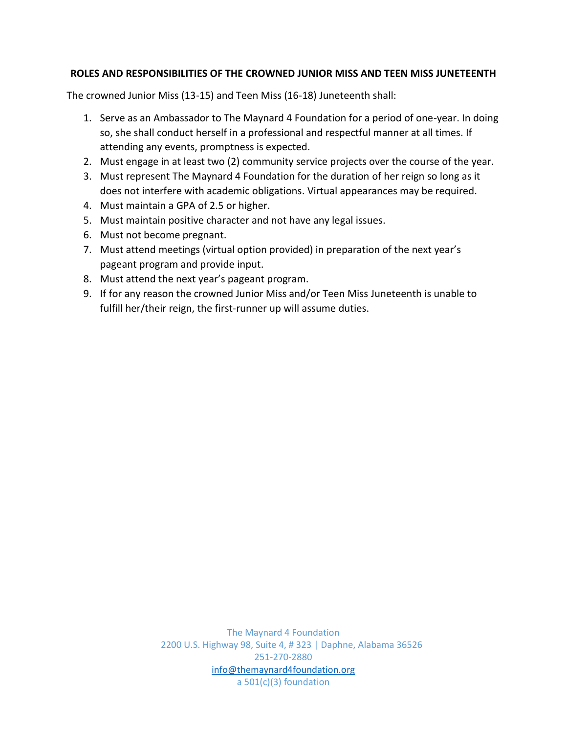**ROLES AND RESPONSIBILITIES OF THE CROWNED JUNIOR MISS AND TEEN MISS JUNETEENTH**

The crowned Junior Miss (13-15) and Teen Miss (16-18) Juneteenth shall:

1. Serve as an Ambassador to The Maynard 4 Foundation for a period of one-year. In doing so, she shall conduct herself in a professional and respectful manner at all times. If attending any events, promptness is expected.
2. Must engage in at least two (2) community service projects over the course of the year.
3. Must represent The Maynard 4 Foundation for the duration of her reign so long as it does not interfere with academic obligations. Virtual appearances may be required.
4. Must maintain a GPA of 2.5 or higher.
5. Must maintain positive character and not have any legal issues.
6. Must not become pregnant.
7. Must attend meetings (virtual option provided) in preparation of the next year's pageant program and provide input.
8. Must attend the next year's pageant program.
9. If for any reason the crowned Junior Miss and/or Teen Miss Juneteenth is unable to fulfill her/their reign, the first-runner up will assume duties.

The Maynard 4 Foundation
2200 U.S. Highway 98, Suite 4, # 323 | Daphne, Alabama 36526
251-270-2880
info@themaynard4foundation.org
a 501(c)(3) foundation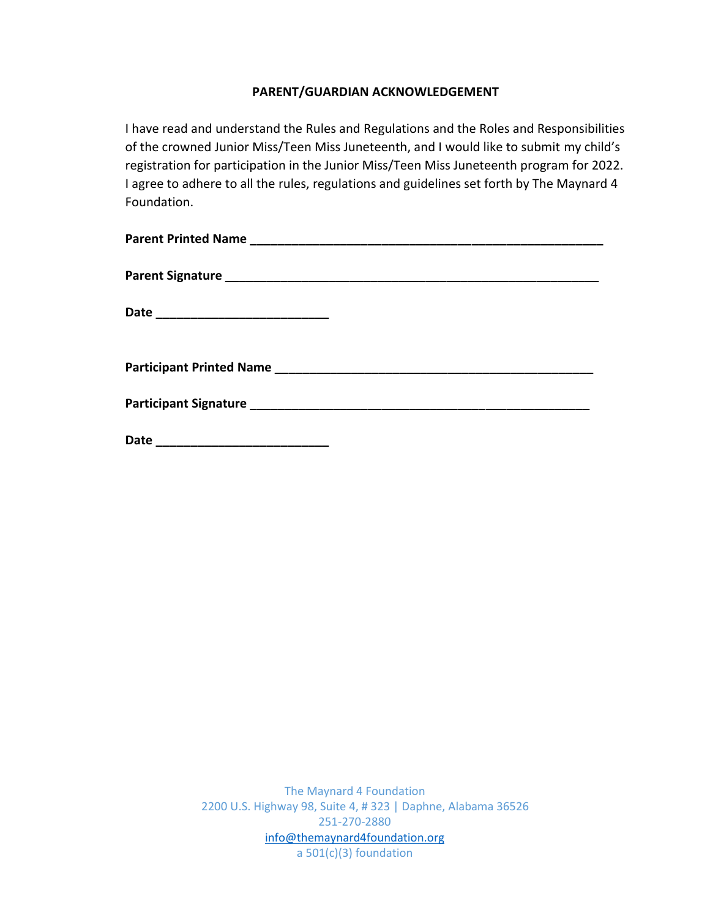**PARENT/GUARDIAN ACKNOWLEDGEMENT**

I have read and understand the Rules and Regulations and the Roles and Responsibilities of the crowned Junior Miss/Teen Miss Juneteenth, and I would like to submit my child's registration for participation in the Junior Miss/Teen Miss Juneteenth program for 2022. I agree to adhere to all the rules, regulations and guidelines set forth by The Maynard 4 Foundation.

**Parent Printed Name** ______________________________________________________

**Parent Signature** _________________________________________________________

**Date** __________________________

**Participant Printed Name** ________________________________________________

**Participant Signature** ____________________________________________________

**Date** __________________________

The Maynard 4 Foundation
2200 U.S. Highway 98, Suite 4, # 323 | Daphne, Alabama 36526
251-270-2880
info@themaynard4foundation.org
a 501(c)(3) foundation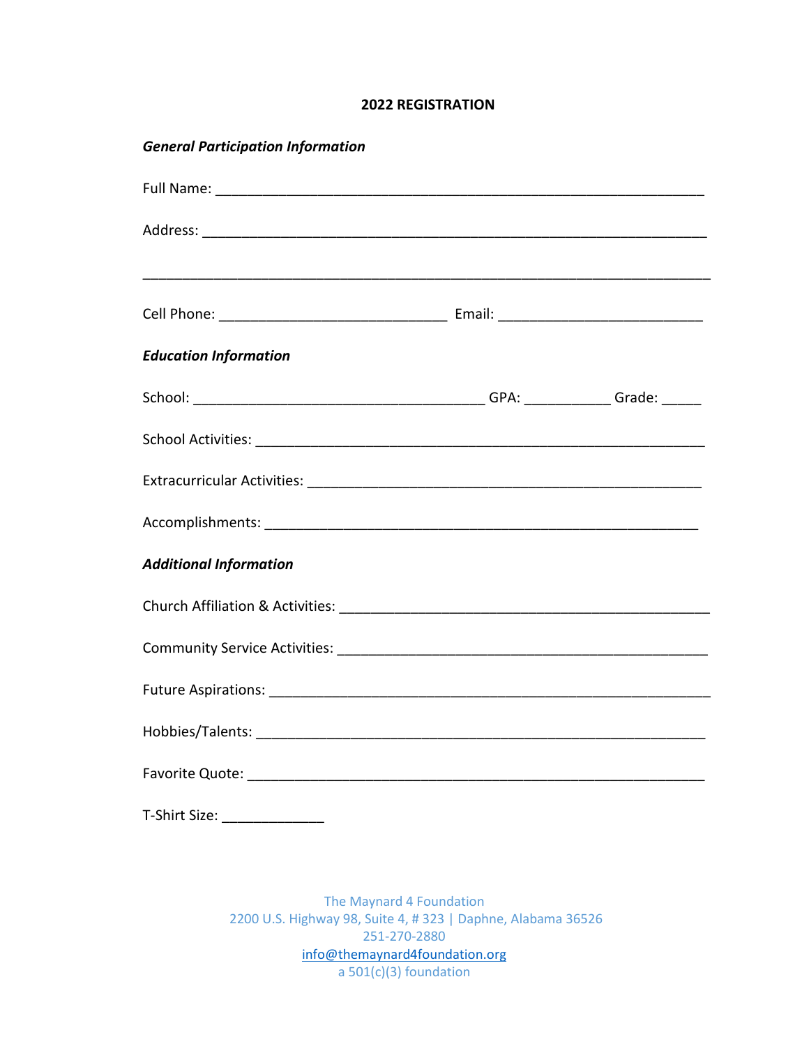## 2022 REGISTRATION

***General Participation Information***

Full Name: ___________________________________________________________

Address: _____________________________________________________________

______________________________________________________________________

Cell Phone: _____________________________ Email: __________________________

***Education Information***

School: _____________________________________ GPA: ___________ Grade: _____

School Activities: _______________________________________________________

Extracurricular Activities: _________________________________________________

Accomplishments: _______________________________________________________

***Additional Information***

Church Affiliation & Activities: _____________________________________________

Community Service Activities: _____________________________________________

Future Aspirations: ______________________________________________________

Hobbies/Talents: _______________________________________________________

Favorite Quote: ________________________________________________________

T-Shirt Size: _____________

The Maynard 4 Foundation
2200 U.S. Highway 98, Suite 4, # 323 | Daphne, Alabama 36526
251-270-2880
info@themaynard4foundation.org
a 501(c)(3) foundation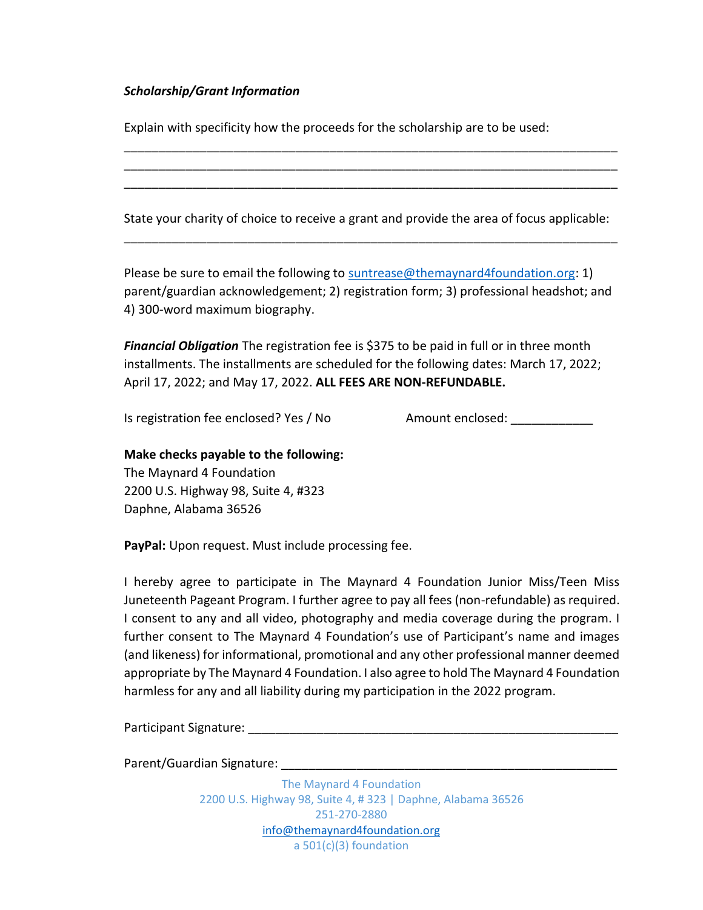***Scholarship/Grant Information***

Explain with specificity how the proceeds for the scholarship are to be used:

_______________________________________________________________________
_______________________________________________________________________
_______________________________________________________________________

State your charity of choice to receive a grant and provide the area of focus applicable:

_______________________________________________________________________

Please be sure to email the following to suntrease@themaynard4foundation.org: 1) parent/guardian acknowledgement; 2) registration form; 3) professional headshot; and 4) 300-word maximum biography.

***Financial Obligation*** The registration fee is $375 to be paid in full or in three month installments. The installments are scheduled for the following dates: March 17, 2022; April 17, 2022; and May 17, 2022. **ALL FEES ARE NON-REFUNDABLE.**

Is registration fee enclosed? Yes / No Amount enclosed: ____________

**Make checks payable to the following:**
The Maynard 4 Foundation
2200 U.S. Highway 98, Suite 4, #323
Daphne, Alabama 36526

**PayPal:** Upon request. Must include processing fee.

I hereby agree to participate in The Maynard 4 Foundation Junior Miss/Teen Miss Juneteenth Pageant Program. I further agree to pay all fees (non-refundable) as required. I consent to any and all video, photography and media coverage during the program. I further consent to The Maynard 4 Foundation's use of Participant's name and images (and likeness) for informational, promotional and any other professional manner deemed appropriate by The Maynard 4 Foundation. I also agree to hold The Maynard 4 Foundation harmless for any and all liability during my participation in the 2022 program.

Participant Signature: ______________________________________________________

Parent/Guardian Signature: __________________________________________________

The Maynard 4 Foundation
2200 U.S. Highway 98, Suite 4, # 323 | Daphne, Alabama 36526
251-270-2880
info@themaynard4foundation.org
a 501(c)(3) foundation